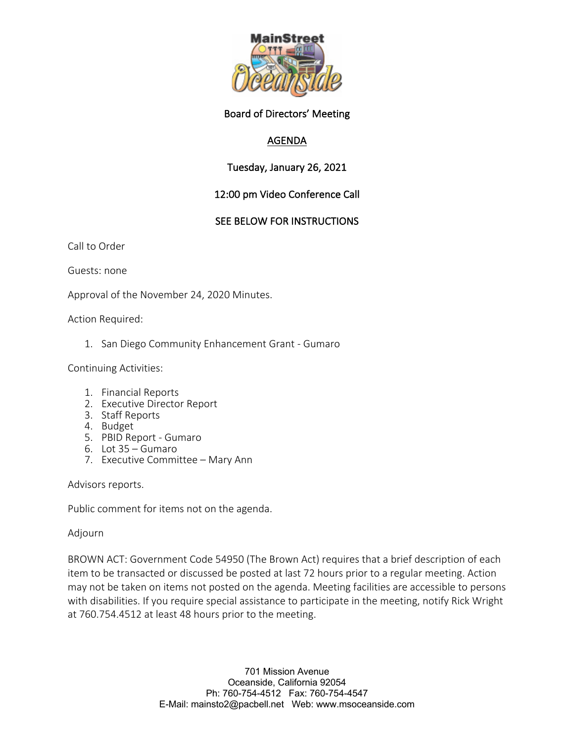# Board of Directors' Meeting

## AGENDA

**Tuesday, January 26, 2021**

**12:00 pm Video Conference Call**

**SEE BELOW FOR INSTRUCTIONS**

Call to Order

Guests: none

Approval of the November 24, 2020 Minutes.

Action Required:

1. San Diego Community Enhancement Grant - Gumaro

Continuing Activities:

1. Financial Reports
2. Executive Director Report
3. Staff Reports
4. Budget
5. PBID Report - Gumaro
6. Lot 35 – Gumaro
7. Executive Committee – Mary Ann

Advisors reports.

Public comment for items not on the agenda.

Adjourn

BROWN ACT: Government Code 54950 (The Brown Act) requires that a brief description of each item to be transacted or discussed be posted at last 72 hours prior to a regular meeting. Action may not be taken on items not posted on the agenda. Meeting facilities are accessible to persons with disabilities. If you require special assistance to participate in the meeting, notify Rick Wright at 760.754.4512 at least 48 hours prior to the meeting.

701 Mission Avenue
Oceanside, California 92054
Ph: 760-754-4512 Fax: 760-754-4547
E-Mail: mainsto2@pacbell.net Web: www.msoceanside.com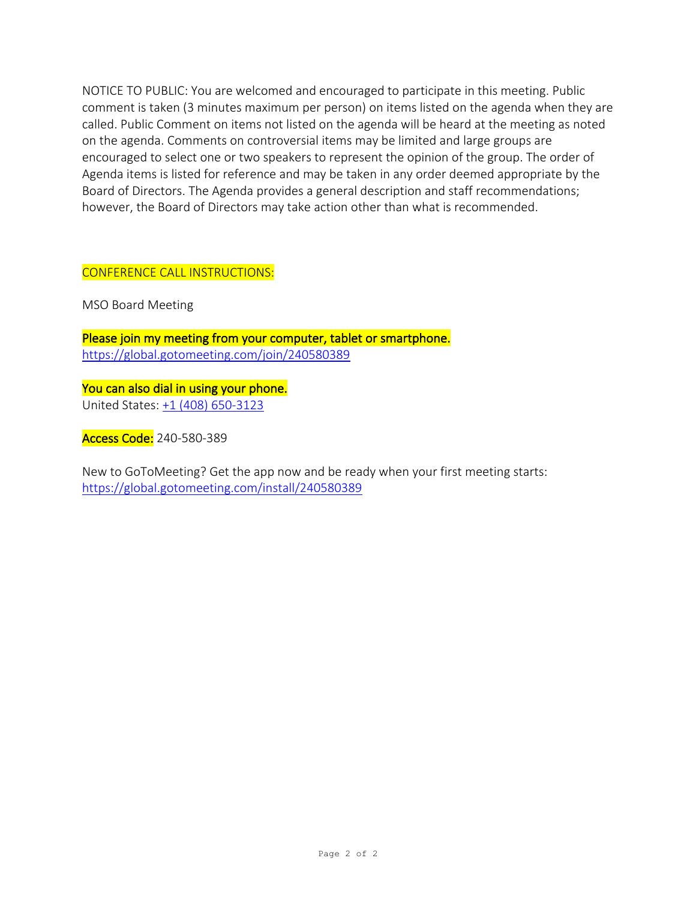NOTICE TO PUBLIC: You are welcomed and encouraged to participate in this meeting. Public comment is taken (3 minutes maximum per person) on items listed on the agenda when they are called. Public Comment on items not listed on the agenda will be heard at the meeting as noted on the agenda. Comments on controversial items may be limited and large groups are encouraged to select one or two speakers to represent the opinion of the group. The order of Agenda items is listed for reference and may be taken in any order deemed appropriate by the Board of Directors. The Agenda provides a general description and staff recommendations; however, the Board of Directors may take action other than what is recommended.

CONFERENCE CALL INSTRUCTIONS:

MSO Board Meeting

**Please join my meeting from your computer, tablet or smartphone.**
https://global.gotomeeting.com/join/240580389

**You can also dial in using your phone.**
United States: +1 (408) 650-3123

**Access Code:** 240-580-389

New to GoToMeeting? Get the app now and be ready when your first meeting starts:
https://global.gotomeeting.com/install/240580389